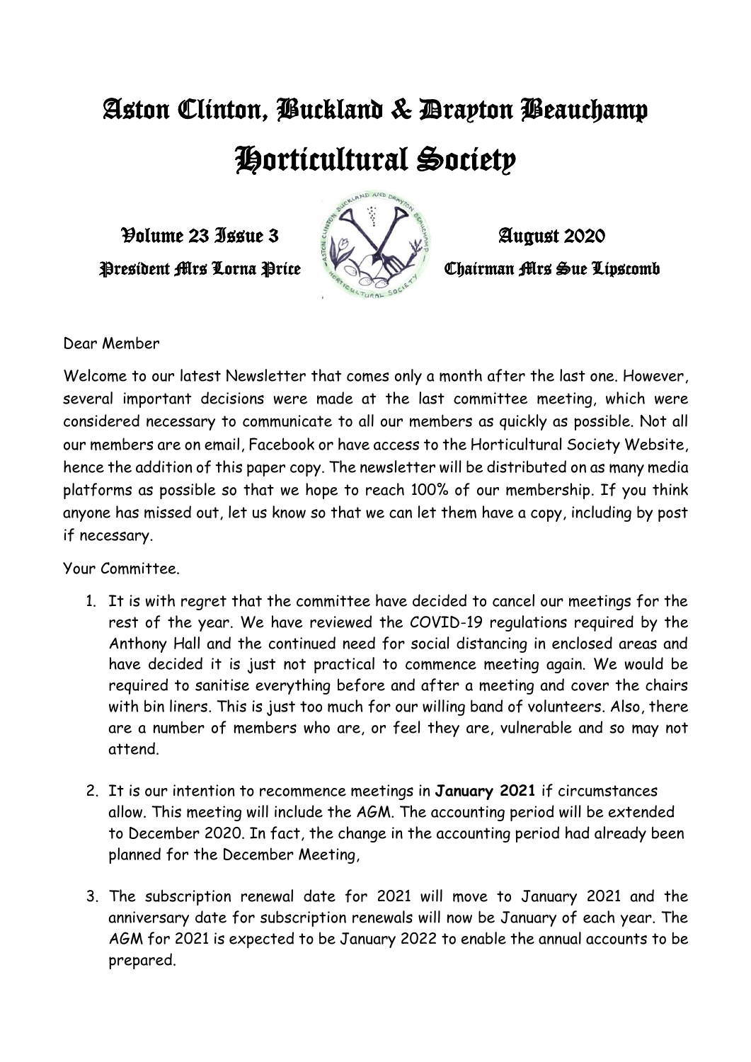# Aston Clinton, Buckland & Drayton Beauchamp

# Horticultural Society

**Volume 23 Issue 3** **August 2020**

**President Mrs Lorna Price** **Chairman Mrs Sue Lipscomb**

Dear Member

Welcome to our latest Newsletter that comes only a month after the last one. However, several important decisions were made at the last committee meeting, which were considered necessary to communicate to all our members as quickly as possible. Not all our members are on email, Facebook or have access to the Horticultural Society Website, hence the addition of this paper copy. The newsletter will be distributed on as many media platforms as possible so that we hope to reach 100% of our membership. If you think anyone has missed out, let us know so that we can let them have a copy, including by post if necessary.

Your Committee.

1. It is with regret that the committee have decided to cancel our meetings for the rest of the year. We have reviewed the COVID-19 regulations required by the Anthony Hall and the continued need for social distancing in enclosed areas and have decided it is just not practical to commence meeting again. We would be required to sanitise everything before and after a meeting and cover the chairs with bin liners. This is just too much for our willing band of volunteers. Also, there are a number of members who are, or feel they are, vulnerable and so may not attend.

2. It is our intention to recommence meetings in **January 2021** if circumstances allow. This meeting will include the AGM. The accounting period will be extended to December 2020. In fact, the change in the accounting period had already been planned for the December Meeting,

3. The subscription renewal date for 2021 will move to January 2021 and the anniversary date for subscription renewals will now be January of each year. The AGM for 2021 is expected to be January 2022 to enable the annual accounts to be prepared.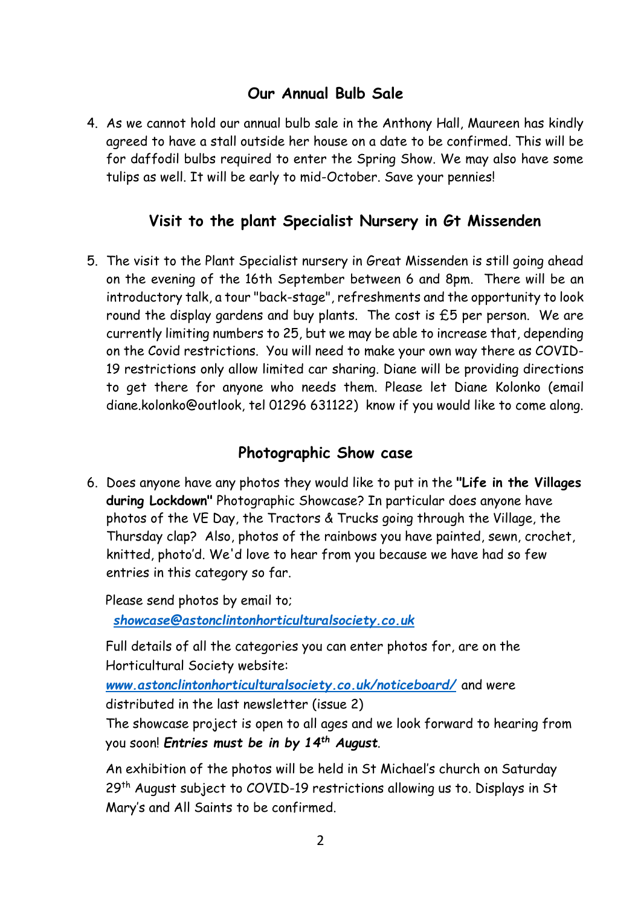## Our Annual Bulb Sale

4. As we cannot hold our annual bulb sale in the Anthony Hall, Maureen has kindly agreed to have a stall outside her house on a date to be confirmed. This will be for daffodil bulbs required to enter the Spring Show. We may also have some tulips as well. It will be early to mid-October. Save your pennies!

## Visit to the plant Specialist Nursery in Gt Missenden

5. The visit to the Plant Specialist nursery in Great Missenden is still going ahead on the evening of the 16th September between 6 and 8pm. There will be an introductory talk, a tour "back-stage", refreshments and the opportunity to look round the display gardens and buy plants. The cost is £5 per person. We are currently limiting numbers to 25, but we may be able to increase that, depending on the Covid restrictions. You will need to make your own way there as COVID-19 restrictions only allow limited car sharing. Diane will be providing directions to get there for anyone who needs them. Please let Diane Kolonko (email diane.kolonko@outlook, tel 01296 631122) know if you would like to come along.

## Photographic Show case

6. Does anyone have any photos they would like to put in the **"Life in the Villages during Lockdown"** Photographic Showcase? In particular does anyone have photos of the VE Day, the Tractors & Trucks going through the Village, the Thursday clap? Also, photos of the rainbows you have painted, sewn, crochet, knitted, photo'd. We'd love to hear from you because we have had so few entries in this category so far.

   Please send photos by email to;
   ***showcase@astonclintonhorticulturalsociety.co.uk***

   Full details of all the categories you can enter photos for, are on the Horticultural Society website:
   ***www.astonclintonhorticulturalsociety.co.uk/noticeboard/*** and were distributed in the last newsletter (issue 2)
   The showcase project is open to all ages and we look forward to hearing from you soon! ***Entries must be in by 14th August***.

   An exhibition of the photos will be held in St Michael's church on Saturday 29th August subject to COVID-19 restrictions allowing us to. Displays in St Mary's and All Saints to be confirmed.